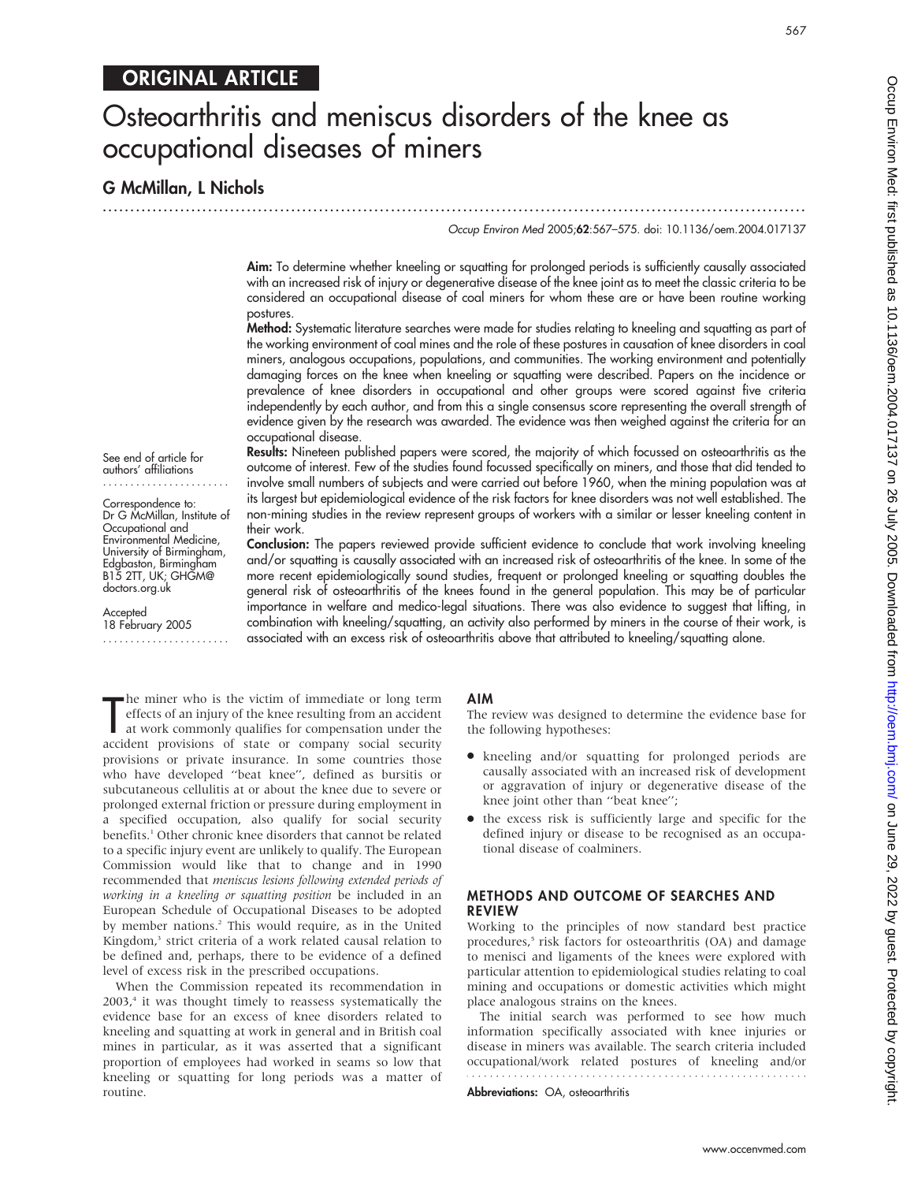ORIGINAL ARTICLE

# Osteoarthritis and meniscus disorders of the knee as occupational diseases of miners

## G McMillan, L Nichols

Occup Environ Med 2005;62:567–575. doi: 10.1136/oem.2004.017137

**Aim:** To determine whether kneeling or squatting for prolonged periods is sufficiently causally associated with an increased risk of injury or degenerative disease of the knee joint as to meet the classic criteria to be considered an occupational disease of coal miners for whom these are or have been routine working postures.

**Method:** Systematic literature searches were made for studies relating to kneeling and squatting as part of the working environment of coal mines and the role of these postures in causation of knee disorders in coal miners, analogous occupations, populations, and communities. The working environment and potentially damaging forces on the knee when kneeling or squatting were described. Papers on the incidence or prevalence of knee disorders in occupational and other groups were scored against five criteria independently by each author, and from this a single consensus score representing the overall strength of evidence given by the research was awarded. The evidence was then weighed against the criteria for an occupational disease.

**Results:** Nineteen published papers were scored, the majority of which focussed on osteoarthritis as the outcome of interest. Few of the studies found focussed specifically on miners, and those that did tended to involve small numbers of subjects and were carried out before 1960, when the mining population was at its largest but epidemiological evidence of the risk factors for knee disorders was not well established. The non-mining studies in the review represent groups of workers with a similar or lesser kneeling content in their work.

**Conclusion:** The papers reviewed provide sufficient evidence to conclude that work involving kneeling and/or squatting is causally associated with an increased risk of osteoarthritis of the knee. In some of the more recent epidemiologically sound studies, frequent or prolonged kneeling or squatting doubles the general risk of osteoarthritis of the knees found in the general population. This may be of particular importance in welfare and medico-legal situations. There was also evidence to suggest that lifting, in combination with kneeling/squatting, an activity also performed by miners in the course of their work, is associated with an excess risk of osteoarthritis above that attributed to kneeling/squatting alone.

See end of article for authors' affiliations

Correspondence to: Dr G McMillan, Institute of Occupational and Environmental Medicine, University of Birmingham, Edgbaston, Birmingham B15 2TT, UK; GHGM@doctors.org.uk

Accepted 18 February 2005

The miner who is the victim of immediate or long term effects of an injury of the knee resulting from an accident at work commonly qualifies for compensation under the accident provisions of state or company social security provisions or private insurance. In some countries those who have developed "beat knee", defined as bursitis or subcutaneous cellulitis at or about the knee due to severe or prolonged external friction or pressure during employment in a specified occupation, also qualify for social security benefits.[1] Other chronic knee disorders that cannot be related to a specific injury event are unlikely to qualify. The European Commission would like that to change and in 1990 recommended that *meniscus lesions following extended periods of working in a kneeling or squatting position* be included in an European Schedule of Occupational Diseases to be adopted by member nations.[2] This would require, as in the United Kingdom,[3] strict criteria of a work related causal relation to be defined and, perhaps, there to be evidence of a defined level of excess risk in the prescribed occupations.

When the Commission repeated its recommendation in 2003,[4] it was thought timely to reassess systematically the evidence base for an excess of knee disorders related to kneeling and squatting at work in general and in British coal mines in particular, as it was asserted that a significant proportion of employees had worked in seams so low that kneeling or squatting for long periods was a matter of routine.

## AIM

The review was designed to determine the evidence base for the following hypotheses:

- kneeling and/or squatting for prolonged periods are causally associated with an increased risk of development or aggravation of injury or degenerative disease of the knee joint other than "beat knee";
- the excess risk is sufficiently large and specific for the defined injury or disease to be recognised as an occupational disease of coalminers.

## METHODS AND OUTCOME OF SEARCHES AND REVIEW

Working to the principles of now standard best practice procedures,[5] risk factors for osteoarthritis (OA) and damage to menisci and ligaments of the knees were explored with particular attention to epidemiological studies relating to coal mining and occupations or domestic activities which might place analogous strains on the knees.

The initial search was performed to see how much information specifically associated with knee injuries or disease in miners was available. The search criteria included occupational/work related postures of kneeling and/or

**Abbreviations:** OA, osteoarthritis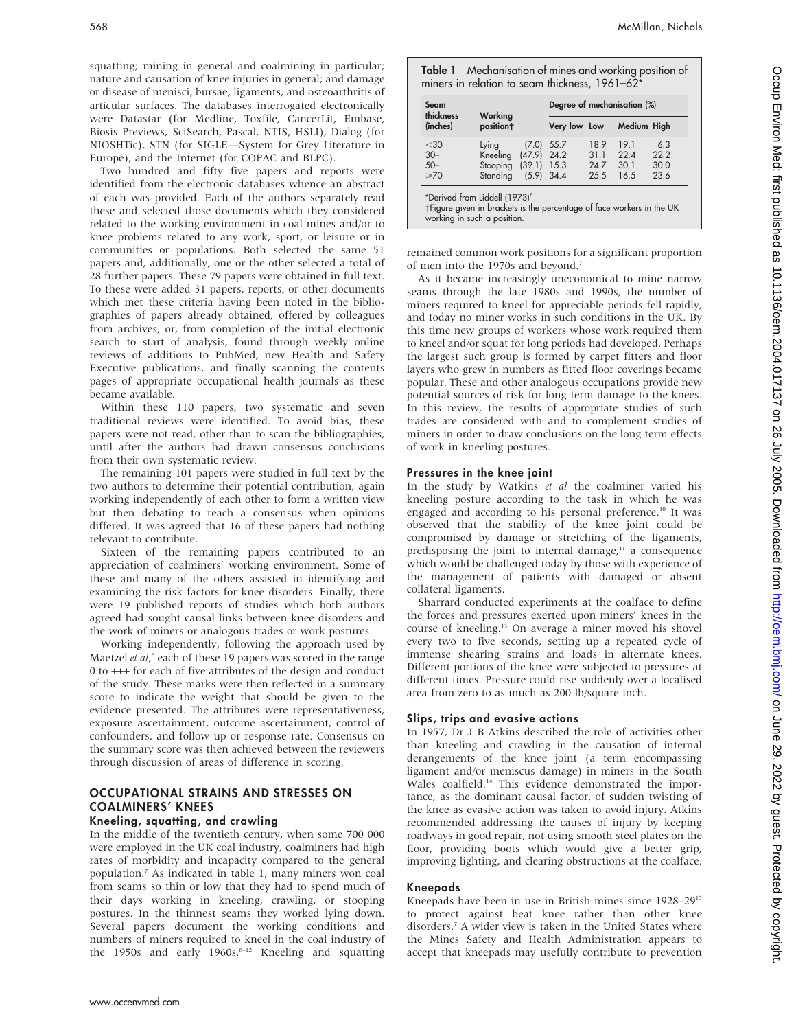squatting; mining in general and coalmining in particular; nature and causation of knee injuries in general; and damage or disease of menisci, bursae, ligaments, and osteoarthritis of articular surfaces. The databases interrogated electronically were Datastar (for Medline, Toxfile, CancerLit, Embase, Biosis Previews, SciSearch, Pascal, NTIS, HSLI), Dialog (for NIOSHTic), STN (for SIGLE—System for Grey Literature in Europe), and the Internet (for COPAC and BLPC).

Two hundred and fifty five papers and reports were identified from the electronic databases whence an abstract of each was provided. Each of the authors separately read these and selected those documents which they considered related to the working environment in coal mines and/or to knee problems related to any work, sport, or leisure or in communities or populations. Both selected the same 51 papers and, additionally, one or the other selected a total of 28 further papers. These 79 papers were obtained in full text. To these were added 31 papers, reports, or other documents which met these criteria having been noted in the bibliographies of papers already obtained, offered by colleagues from archives, or, from completion of the initial electronic search to start of analysis, found through weekly online reviews of additions to PubMed, new Health and Safety Executive publications, and finally scanning the contents pages of appropriate occupational health journals as these became available.

Within these 110 papers, two systematic and seven traditional reviews were identified. To avoid bias, these papers were not read, other than to scan the bibliographies, until after the authors had drawn consensus conclusions from their own systematic review.

The remaining 101 papers were studied in full text by the two authors to determine their potential contribution, again working independently of each other to form a written view but then debating to reach a consensus when opinions differed. It was agreed that 16 of these papers had nothing relevant to contribute.

Sixteen of the remaining papers contributed to an appreciation of coalminers' working environment. Some of these and many of the others assisted in identifying and examining the risk factors for knee disorders. Finally, there were 19 published reports of studies which both authors agreed had sought causal links between knee disorders and the work of miners or analogous trades or work postures.

Working independently, following the approach used by Maetzel *et al*,[6] each of these 19 papers was scored in the range 0 to +++ for each of five attributes of the design and conduct of the study. These marks were then reflected in a summary score to indicate the weight that should be given to the evidence presented. The attributes were representativeness, exposure ascertainment, outcome ascertainment, control of confounders, and follow up or response rate. Consensus on the summary score was then achieved between the reviewers through discussion of areas of difference in scoring.

## OCCUPATIONAL STRAINS AND STRESSES ON COALMINERS' KNEES

### Kneeling, squatting, and crawling

In the middle of the twentieth century, when some 700 000 were employed in the UK coal industry, coalminers had high rates of morbidity and incapacity compared to the general population.[7] As indicated in table 1, many miners won coal from seams so thin or low that they had to spend much of their days working in kneeling, crawling, or stooping postures. In the thinnest seams they worked lying down. Several papers document the working conditions and numbers of miners required to kneel in the coal industry of the 1950s and early 1960s.[8–12] Kneeling and squatting remained common work positions for a significant proportion of men into the 1970s and beyond.[7]

**Table 1** Mechanisation of mines and working position of miners in relation to seam thickness, 1961–62*

| Seam thickness (inches) | Working position† | | Degree of mechanisation (%) | | | |
|---|---|---|---|---|---|---|
| | | | Very low | Low | Medium | High |
| <30 | Lying | (7.0) | 55.7 | 18.9 | 19.1 | 6.3 |
| 30– | Kneeling | (47.9) | 24.2 | 31.1 | 22.4 | 22.2 |
| 50– | Stooping | (39.1) | 15.3 | 24.7 | 30.1 | 30.0 |
| ≥70 | Standing | (5.9) | 34.4 | 25.5 | 16.5 | 23.6 |

*Derived from Liddell (1973)[7]
†Figure given in brackets is the percentage of face workers in the UK working in such a position.

As it became increasingly uneconomical to mine narrow seams through the late 1980s and 1990s, the number of miners required to kneel for appreciable periods fell rapidly, and today no miner works in such conditions in the UK. By this time new groups of workers whose work required them to kneel and/or squat for long periods had developed. Perhaps the largest such group is formed by carpet fitters and floor layers who grew in numbers as fitted floor coverings became popular. These and other analogous occupations provide new potential sources of risk for long term damage to the knees. In this review, the results of appropriate studies of such trades are considered with and to complement studies of miners in order to draw conclusions on the long term effects of work in kneeling postures.

### Pressures in the knee joint

In the study by Watkins *et al* the coalminer varied his kneeling posture according to the task in which he was engaged and according to his personal preference.[10] It was observed that the stability of the knee joint could be compromised by damage or stretching of the ligaments, predisposing the joint to internal damage,[11] a consequence which would be challenged today by those with experience of the management of patients with damaged or absent collateral ligaments.

Sharrard conducted experiments at the coalface to define the forces and pressures exerted upon miners' knees in the course of kneeling.[13] On average a miner moved his shovel every two to five seconds, setting up a repeated cycle of immense shearing strains and loads in alternate knees. Different portions of the knee were subjected to pressures at different times. Pressure could rise suddenly over a localised area from zero to as much as 200 lb/square inch.

### Slips, trips and evasive actions

In 1957, Dr J B Atkins described the role of activities other than kneeling and crawling in the causation of internal derangements of the knee joint (a term encompassing ligament and/or meniscus damage) in miners in the South Wales coalfield.[14] This evidence demonstrated the importance, as the dominant causal factor, of sudden twisting of the knee as evasive action was taken to avoid injury. Atkins recommended addressing the causes of injury by keeping roadways in good repair, not using smooth steel plates on the floor, providing boots which would give a better grip, improving lighting, and clearing obstructions at the coalface.

### Kneepads

Kneepads have been in use in British mines since 1928–29[15] to protect against beat knee rather than other knee disorders.[7] A wider view is taken in the United States where the Mines Safety and Health Administration appears to accept that kneepads may usefully contribute to prevention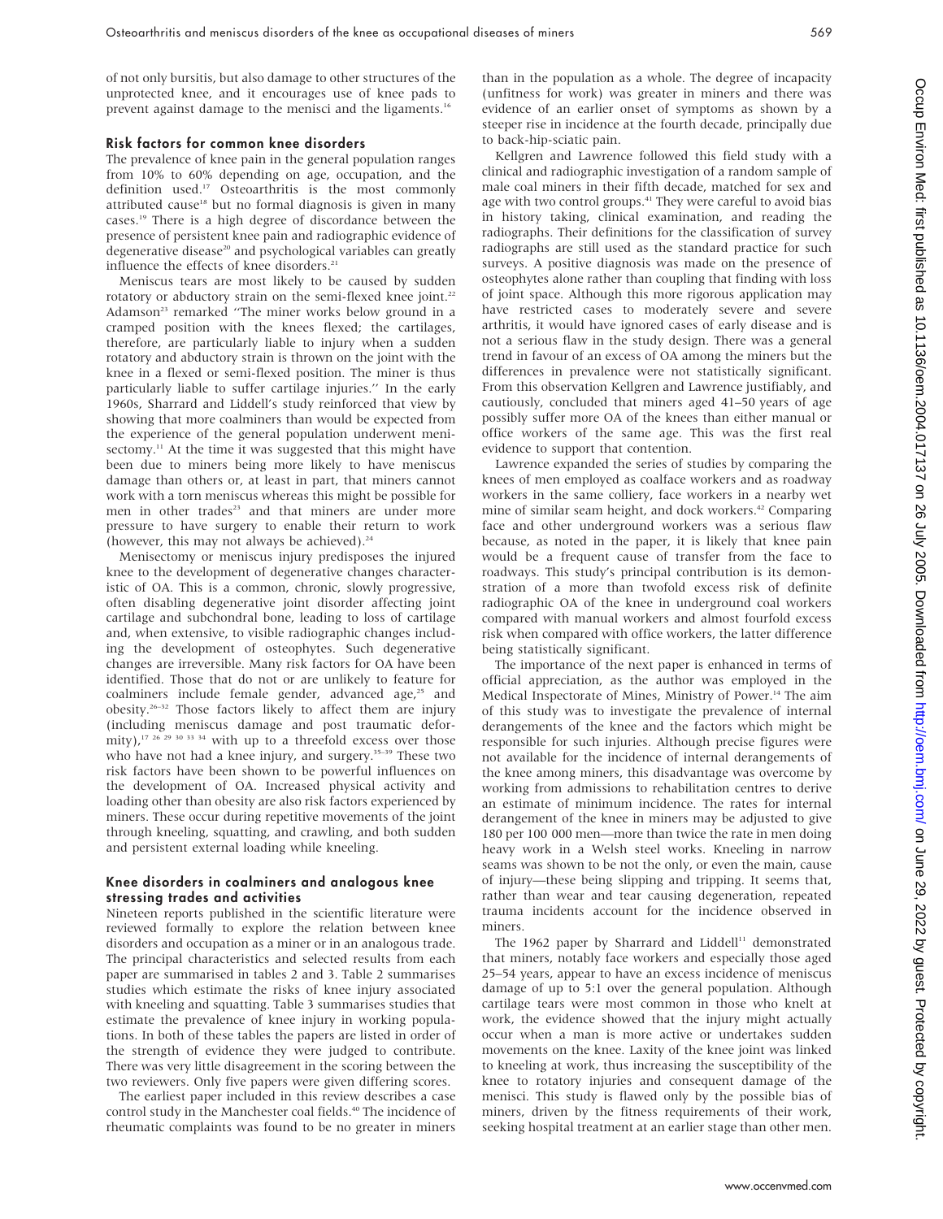of not only bursitis, but also damage to other structures of the unprotected knee, and it encourages use of knee pads to prevent against damage to the menisci and the ligaments.[16]

### Risk factors for common knee disorders

The prevalence of knee pain in the general population ranges from 10% to 60% depending on age, occupation, and the definition used.[17] Osteoarthritis is the most commonly attributed cause[18] but no formal diagnosis is given in many cases.[19] There is a high degree of discordance between the presence of persistent knee pain and radiographic evidence of degenerative disease[20] and psychological variables can greatly influence the effects of knee disorders.[21]

Meniscus tears are most likely to be caused by sudden rotatory or abductory strain on the semi-flexed knee joint.[22] Adamson[23] remarked "The miner works below ground in a cramped position with the knees flexed; the cartilages, therefore, are particularly liable to injury when a sudden rotatory and abductory strain is thrown on the joint with the knee in a flexed or semi-flexed position. The miner is thus particularly liable to suffer cartilage injuries." In the early 1960s, Sharrard and Liddell's study reinforced that view by showing that more coalminers than would be expected from the experience of the general population underwent menisectomy.[11] At the time it was suggested that this might have been due to miners being more likely to have meniscus damage than others or, at least in part, that miners cannot work with a torn meniscus whereas this might be possible for men in other trades[23] and that miners are under more pressure to have surgery to enable their return to work (however, this may not always be achieved).[24]

Menisectomy or meniscus injury predisposes the injured knee to the development of degenerative changes characteristic of OA. This is a common, chronic, slowly progressive, often disabling degenerative joint disorder affecting joint cartilage and subchondral bone, leading to loss of cartilage and, when extensive, to visible radiographic changes including the development of osteophytes. Such degenerative changes are irreversible. Many risk factors for OA have been identified. Those that do not or are unlikely to feature for coalminers include female gender, advanced age,[25] and obesity.[26–32] Those factors likely to affect them are injury (including meniscus damage and post traumatic deformity),[17 26 29 30 33 34] with up to a threefold excess over those who have not had a knee injury, and surgery.[35–39] These two risk factors have been shown to be powerful influences on the development of OA. Increased physical activity and loading other than obesity are also risk factors experienced by miners. These occur during repetitive movements of the joint through kneeling, squatting, and crawling, and both sudden and persistent external loading while kneeling.

### Knee disorders in coalminers and analogous knee stressing trades and activities

Nineteen reports published in the scientific literature were reviewed formally to explore the relation between knee disorders and occupation as a miner or in an analogous trade. The principal characteristics and selected results from each paper are summarised in tables 2 and 3. Table 2 summarises studies which estimate the risks of knee injury associated with kneeling and squatting. Table 3 summarises studies that estimate the prevalence of knee injury in working populations. In both of these tables the papers are listed in order of the strength of evidence they were judged to contribute. There was very little disagreement in the scoring between the two reviewers. Only five papers were given differing scores.

The earliest paper included in this review describes a case control study in the Manchester coal fields.[40] The incidence of rheumatic complaints was found to be no greater in miners than in the population as a whole. The degree of incapacity (unfitness for work) was greater in miners and there was evidence of an earlier onset of symptoms as shown by a steeper rise in incidence at the fourth decade, principally due to back-hip-sciatic pain.

Kellgren and Lawrence followed this field study with a clinical and radiographic investigation of a random sample of male coal miners in their fifth decade, matched for sex and age with two control groups.[41] They were careful to avoid bias in history taking, clinical examination, and reading the radiographs. Their definitions for the classification of survey radiographs are still used as the standard practice for such surveys. A positive diagnosis was made on the presence of osteophytes alone rather than coupling that finding with loss of joint space. Although this more rigorous application may have restricted cases to moderately severe and severe arthritis, it would have ignored cases of early disease and is not a serious flaw in the study design. There was a general trend in favour of an excess of OA among the miners but the differences in prevalence were not statistically significant. From this observation Kellgren and Lawrence justifiably, and cautiously, concluded that miners aged 41–50 years of age possibly suffer more OA of the knees than either manual or office workers of the same age. This was the first real evidence to support that contention.

Lawrence expanded the series of studies by comparing the knees of men employed as coalface workers and as roadway workers in the same colliery, face workers in a nearby wet mine of similar seam height, and dock workers.[42] Comparing face and other underground workers was a serious flaw because, as noted in the paper, it is likely that knee pain would be a frequent cause of transfer from the face to roadways. This study's principal contribution is its demonstration of a more than twofold excess risk of definite radiographic OA of the knee in underground coal workers compared with manual workers and almost fourfold excess risk when compared with office workers, the latter difference being statistically significant.

The importance of the next paper is enhanced in terms of official appreciation, as the author was employed in the Medical Inspectorate of Mines, Ministry of Power.[14] The aim of this study was to investigate the prevalence of internal derangements of the knee and the factors which might be responsible for such injuries. Although precise figures were not available for the incidence of internal derangements of the knee among miners, this disadvantage was overcome by working from admissions to rehabilitation centres to derive an estimate of minimum incidence. The rates for internal derangement of the knee in miners may be adjusted to give 180 per 100 000 men—more than twice the rate in men doing heavy work in a Welsh steel works. Kneeling in narrow seams was shown to be not the only, or even the main, cause of injury—these being slipping and tripping. It seems that, rather than wear and tear causing degeneration, repeated trauma incidents account for the incidence observed in miners.

The 1962 paper by Sharrard and Liddell[11] demonstrated that miners, notably face workers and especially those aged 25–54 years, appear to have an excess incidence of meniscus damage of up to 5:1 over the general population. Although cartilage tears were most common in those who knelt at work, the evidence showed that the injury might actually occur when a man is more active or undertakes sudden movements on the knee. Laxity of the knee joint was linked to kneeling at work, thus increasing the susceptibility of the knee to rotatory injuries and consequent damage of the menisci. This study is flawed only by the possible bias of miners, driven by the fitness requirements of their work, seeking hospital treatment at an earlier stage than other men.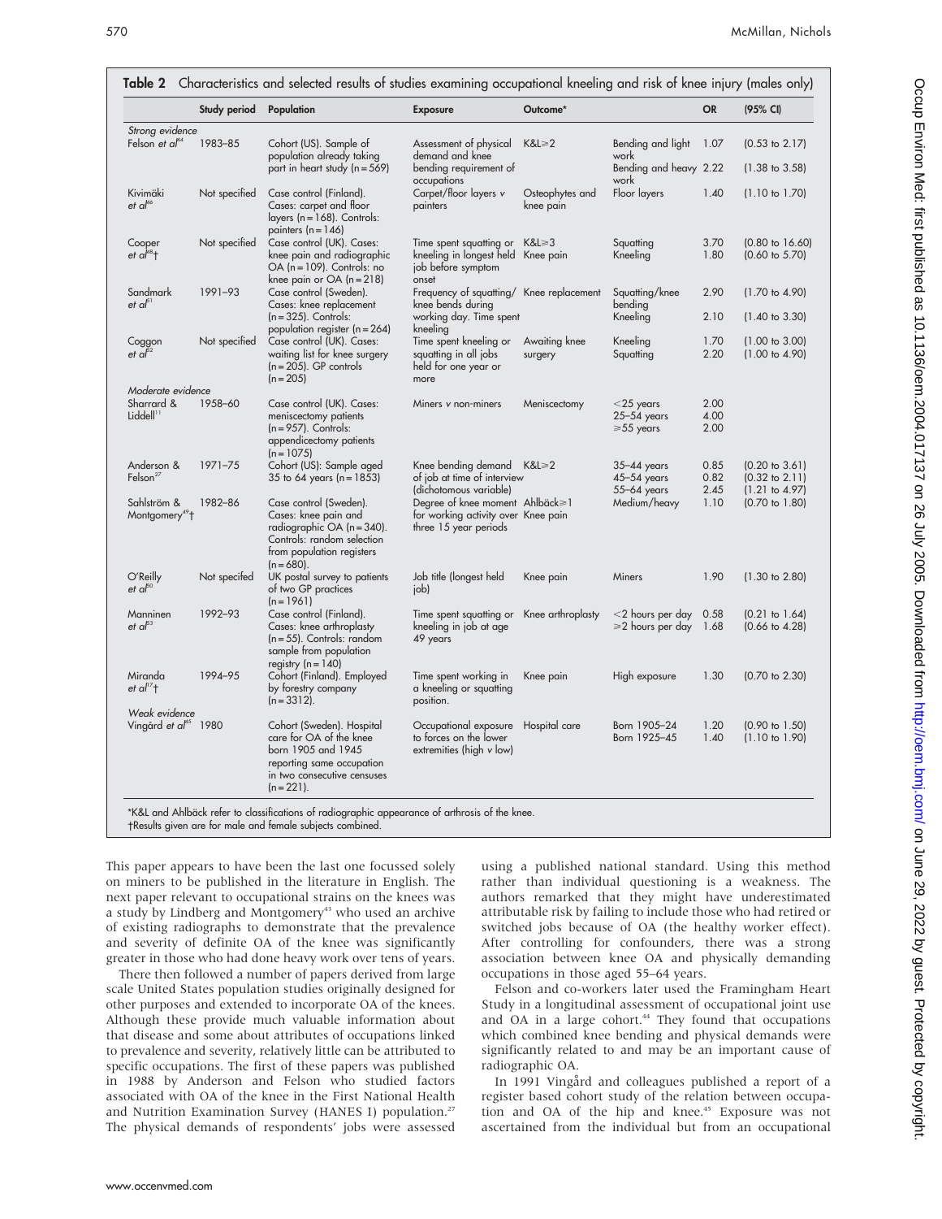**Table 2** Characteristics and selected results of studies examining occupational kneeling and risk of knee injury (males only)

| | Study period | Population | Exposure | Outcome* | | OR | (95% CI) |
|---|---|---|---|---|---|---|---|
| *Strong evidence* | | | | | | | |
| Felson *et al*[44] | 1983–85 | Cohort (US). Sample of population already taking part in heart study (n = 569) | Assessment of physical demand and knee bending requirement of occupations | K&L≥2 | Bending and light work | 1.07 | (0.53 to 2.17) |
| | | | | | Bending and heavy work | 2.22 | (1.38 to 3.58) |
| Kivimäki *et al*[46] | Not specified | Case control (Finland). Cases: carpet and floor layers (n = 168). Controls: painters (n = 146) | Carpet/floor layers *v* painters | Osteophytes and knee pain | Floor layers | 1.40 | (1.10 to 1.70) |
| Cooper *et al*[48]† | Not specified | Case control (UK). Cases: knee pain and radiographic OA (n = 109). Controls: no knee pain or OA (n = 218) | Time spent squatting or kneeling in longest held job before symptom onset | K&L≥3 Knee pain | Squatting | 3.70 | (0.80 to 16.60) |
| | | | | | Kneeling | 1.80 | (0.60 to 5.70) |
| Sandmark *et al*[51] | 1991–93 | Case control (Sweden). Cases: knee replacement (n = 325). Controls: population register (n = 264) | Frequency of squatting/knee bends during working day. Time spent kneeling | Knee replacement | Squatting/knee bending | 2.90 | (1.70 to 4.90) |
| | | | | | Kneeling | 2.10 | (1.40 to 3.30) |
| Coggon *et al*[52] | Not specified | Case control (UK). Cases: waiting list for knee surgery (n = 205). GP controls (n = 205) | Time spent kneeling or squatting in all jobs held for one year or more | Awaiting knee surgery | Kneeling | 1.70 | (1.00 to 3.00) |
| | | | | | Squatting | 2.20 | (1.00 to 4.90) |
| *Moderate evidence* | | | | | | | |
| Sharrard & Liddell[11] | 1958–60 | Case control (UK). Cases: meniscectomy patients (n = 957). Controls: appendicectomy patients (n = 1075) | Miners *v* non-miners | Meniscectomy | <25 years | 2.00 | |
| | | | | | 25–54 years | 4.00 | |
| | | | | | ≥55 years | 2.00 | |
| Anderson & Felson[27] | 1971–75 | Cohort (US): Sample aged 35 to 64 years (n = 1853) | Knee bending demand of job at time of interview (dichotomous variable) | K&L≥2 | 35–44 years | 0.85 | (0.20 to 3.61) |
| | | | | | 45–54 years | 0.82 | (0.32 to 2.11) |
| | | | | | 55–64 years | 2.45 | (1.21 to 4.97) |
| Sahlström & Montgomery[49]† | 1982–86 | Case control (Sweden). Cases: knee pain and radiographic OA (n = 340). Controls: random selection from population registers (n = 680). | Degree of knee moment for working activity over three 15 year periods | Ahlbäck≥1 Knee pain | Medium/heavy | 1.10 | (0.70 to 1.80) |
| O'Reilly *et al*[50] | Not specifed | UK postal survey to patients of two GP practices (n = 1961) | Job title (longest held job) | Knee pain | Miners | 1.90 | (1.30 to 2.80) |
| Manninen *et al*[53] | 1992–93 | Case control (Finland). Cases: knee arthroplasty (n = 55). Controls: random sample from population registry (n = 140) | Time spent squatting or kneeling in job at age 49 years | Knee arthroplasty | <2 hours per day | 0.58 | (0.21 to 1.64) |
| | | | | | ≥2 hours per day | 1.68 | (0.66 to 4.28) |
| Miranda *et al*[17]† | 1994–95 | Cohort (Finland). Employed by forestry company (n = 3312). | Time spent working in a kneeling or squatting position. | Knee pain | High exposure | 1.30 | (0.70 to 2.30) |
| *Weak evidence* | | | | | | | |
| Vingård *et al*[45] | 1980 | Cohort (Sweden). Hospital care for OA of the knee born 1905 and 1945 reporting same occupation in two consecutive censuses (n = 221). | Occupational exposure to forces on the lower extremities (high *v* low) | Hospital care | Born 1905–24 | 1.20 | (0.90 to 1.50) |
| | | | | | Born 1925–45 | 1.40 | (1.10 to 1.90) |

*K&L and Ahlbäck refer to classifications of radiographic appearance of arthrosis of the knee.
†Results given are for male and female subjects combined.

This paper appears to have been the last one focussed solely on miners to be published in the literature in English. The next paper relevant to occupational strains on the knees was a study by Lindberg and Montgomery[43] who used an archive of existing radiographs to demonstrate that the prevalence and severity of definite OA of the knee was significantly greater in those who had done heavy work over tens of years.

There then followed a number of papers derived from large scale United States population studies originally designed for other purposes and extended to incorporate OA of the knees. Although these provide much valuable information about that disease and some about attributes of occupations linked to prevalence and severity, relatively little can be attributed to specific occupations. The first of these papers was published in 1988 by Anderson and Felson who studied factors associated with OA of the knee in the First National Health and Nutrition Examination Survey (HANES I) population.[27] The physical demands of respondents' jobs were assessed using a published national standard. Using this method rather than individual questioning is a weakness. The authors remarked that they might have underestimated attributable risk by failing to include those who had retired or switched jobs because of OA (the healthy worker effect). After controlling for confounders, there was a strong association between knee OA and physically demanding occupations in those aged 55–64 years.

Felson and co-workers later used the Framingham Heart Study in a longitudinal assessment of occupational joint use and OA in a large cohort.[44] They found that occupations which combined knee bending and physical demands were significantly related to and may be an important cause of radiographic OA.

In 1991 Vingård and colleagues published a report of a register based cohort study of the relation between occupation and OA of the hip and knee.[45] Exposure was not ascertained from the individual but from an occupational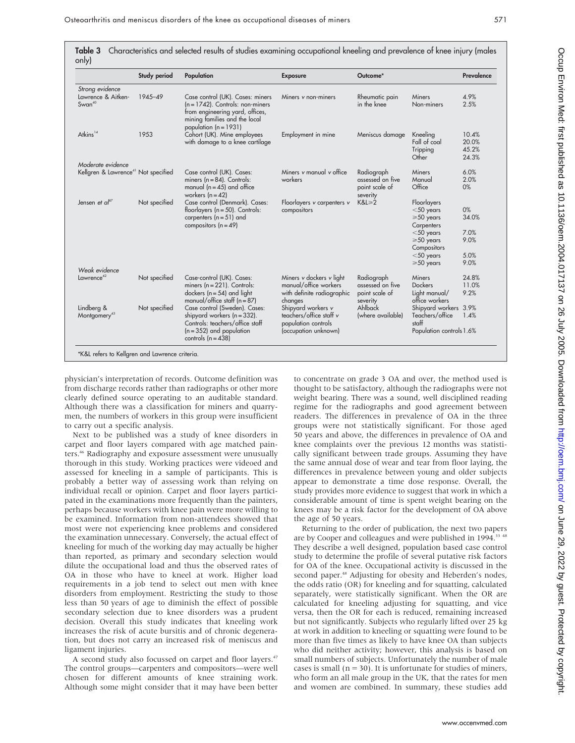**Table 3** Characteristics and selected results of studies examining occupational kneeling and prevalence of knee injury (males only)

| | Study period | Population | Exposure | Outcome* | | Prevalence |
|---|---|---|---|---|---|---|
| *Strong evidence* | | | | | | |
| Lawrence & Aitken-Swan[40] | 1945–49 | Case control (UK). Cases: miners (n = 1742). Controls: non-miners from engineering yard, offices, mining families and the local population (n = 1931) | Miners *v* non-miners | Rheumatic pain in the knee | Miners<br>Non-miners | 4.9%<br>2.5% |
| Atkins[14] | 1953 | Cohort (UK). Mine employees with damage to a knee cartilage | Employment in mine | Meniscus damage | Kneeling<br>Fall of coal<br>Tripping<br>Other | 10.4%<br>20.0%<br>45.2%<br>24.3% |
| *Moderate evidence* | | | | | | |
| Kellgren & Lawrence[41] | Not specified | Case control (UK). Cases: miners (n = 84). Controls: manual (n = 45) and office workers (n = 42) | Miners *v* manual *v* office workers | Radiograph assessed on five point scale of severity | Miners<br>Manual<br>Office | 6.0%<br>2.0%<br>0% |
| Jensen *et al*[47] | Not specified | Case control (Denmark). Cases: floorlayers (n = 50). Controls: carpenters (n = 51) and compositors (n = 49) | Floorlayers *v* carpenters *v* compositors | K&L≥2 | Floorlayers<br><50 years<br>≥50 years<br>Carpenters<br><50 years<br>≥50 years<br>Compositors<br><50 years<br>≥50 years | <br>0%<br>34.0%<br><br>7.0%<br>9.0%<br><br>5.0%<br>9.0% |
| *Weak evidence* | | | | | | |
| Lawrence[42] | Not specified | Case-control (UK). Cases: miners (n = 221). Controls: dockers (n = 54) and light manual/office staff (n = 87) | Miners *v* dockers *v* light manual/office workers with definite radiographic changes | Radiograph assessed on five point scale of severity | Miners<br>Dockers<br>Light manual/office workers | 24.8%<br>11.0%<br>9.2% |
| Lindberg & Montgomery[43] | Not specified | Case control (Sweden). Cases: shipyard workers (n = 332). Controls: teachers/office staff (n = 352) and population controls (n = 438) | Shipyard workers *v* teachers/office staff *v* population controls (occupation unknown) | Ahlback (where available) | Shipyard workers<br>Teachers/office staff<br>Population controls | 3.9%<br>1.4%<br>1.6% |

*K&L refers to Kellgren and Lawrence criteria.

physician's interpretation of records. Outcome definition was from discharge records rather than radiographs or other more clearly defined source operating to an auditable standard. Although there was a classification for miners and quarrymen, the numbers of workers in this group were insufficient to carry out a specific analysis.

Next to be published was a study of knee disorders in carpet and floor layers compared with age matched painters.[46] Radiography and exposure assessment were unusually thorough in this study. Working practices were videoed and assessed for kneeling in a sample of participants. This is probably a better way of assessing work than relying on individual recall or opinion. Carpet and floor layers participated in the examinations more frequently than the painters, perhaps because workers with knee pain were more willing to be examined. Information from non-attendees showed that most were not experiencing knee problems and considered the examination unnecessary. Conversely, the actual effect of kneeling for much of the working day may actually be higher than reported, as primary and secondary selection would dilute the occupational load and thus the observed rates of OA in those who have to kneel at work. Higher load requirements in a job tend to select out men with knee disorders from employment. Restricting the study to those less than 50 years of age to diminish the effect of possible secondary selection due to knee disorders was a prudent decision. Overall this study indicates that kneeling work increases the risk of acute bursitis and of chronic degeneration, but does not carry an increased risk of meniscus and ligament injuries.

A second study also focussed on carpet and floor layers.[47] The control groups—carpenters and compositors—were well chosen for different amounts of knee straining work. Although some might consider that it may have been better to concentrate on grade 3 OA and over, the method used is thought to be satisfactory, although the radiographs were not weight bearing. There was a sound, well disciplined reading regime for the radiographs and good agreement between readers. The differences in prevalence of OA in the three groups were not statistically significant. For those aged 50 years and above, the differences in prevalence of OA and knee complaints over the previous 12 months was statistically significant between trade groups. Assuming they have the same annual dose of wear and tear from floor laying, the differences in prevalence between young and older subjects appear to demonstrate a time dose response. Overall, the study provides more evidence to suggest that work in which a considerable amount of time is spent weight bearing on the knees may be a risk factor for the development of OA above the age of 50 years.

Returning to the order of publication, the next two papers are by Cooper and colleagues and were published in 1994.[33 48] They describe a well designed, population based case control study to determine the profile of several putative risk factors for OA of the knee. Occupational activity is discussed in the second paper.[48] Adjusting for obesity and Heberden's nodes, the odds ratio (OR) for kneeling and for squatting, calculated separately, were statistically significant. When the OR are calculated for kneeling adjusting for squatting, and vice versa, then the OR for each is reduced, remaining increased but not significantly. Subjects who regularly lifted over 25 kg at work in addition to kneeling or squatting were found to be more than five times as likely to have knee OA than subjects who did neither activity; however, this analysis is based on small numbers of subjects. Unfortunately the number of male cases is small (n = 30). It is unfortunate for studies of miners, who form an all male group in the UK, that the rates for men and women are combined. In summary, these studies add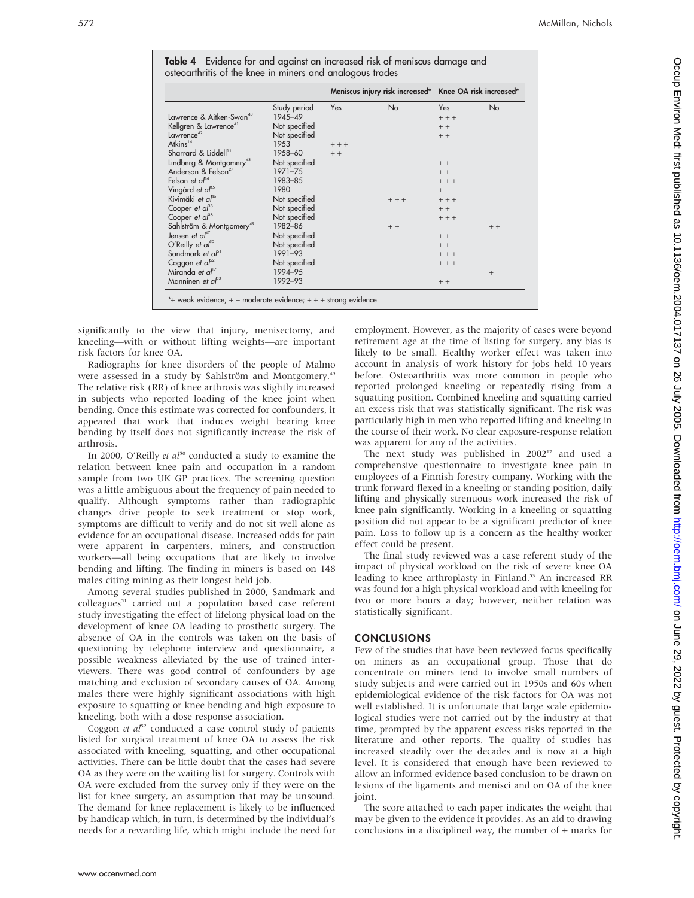**Table 4** Evidence for and against an increased risk of meniscus damage and osteoarthritis of the knee in miners and analogous trades

| | | Meniscus injury risk increased* | | Knee OA risk increased* | |
|---|---|---|---|---|---|
| | Study period | Yes | No | Yes | No |
| Lawrence & Aitken-Swan[40] | 1945–49 | | | +++ | |
| Kellgren & Lawrence[41] | Not specified | | | ++ | |
| Lawrence[42] | Not specified | | | ++ | |
| Atkins[14] | 1953 | +++ | | | |
| Sharrard & Liddell[11] | 1958–60 | ++ | | | |
| Lindberg & Montgomery[43] | Not specified | | | ++ | |
| Anderson & Felson[27] | 1971–75 | | | ++ | |
| Felson et al[44] | 1983–85 | | | +++ | |
| Vingård et al[45] | 1980 | | | + | |
| Kivimäki et al[46] | Not specified | | +++ | +++ | |
| Cooper et al[33] | Not specified | | | ++ | |
| Cooper et al[48] | Not specified | | | +++ | |
| Sahlström & Montgomery[49] | 1982–86 | | ++ | | ++ |
| Jensen et al[47] | Not specified | | | ++ | |
| O'Reilly et al[50] | Not specified | | | ++ | |
| Sandmark et al[51] | 1991–93 | | | +++ | |
| Coggon et al[52] | Not specified | | | +++ | |
| Miranda et al[17] | 1994–95 | | | | + |
| Manninen et al[53] | 1992–93 | | | ++ | |

*+ weak evidence; ++ moderate evidence; +++ strong evidence.

significantly to the view that injury, menisectomy, and kneeling—with or without lifting weights—are important risk factors for knee OA.

Radiographs for knee disorders of the people of Malmo were assessed in a study by Sahlström and Montgomery.[49] The relative risk (RR) of knee arthrosis was slightly increased in subjects who reported loading of the knee joint when bending. Once this estimate was corrected for confounders, it appeared that work that induces weight bearing knee bending by itself does not significantly increase the risk of arthrosis.

In 2000, O'Reilly *et al*[50] conducted a study to examine the relation between knee pain and occupation in a random sample from two UK GP practices. The screening question was a little ambiguous about the frequency of pain needed to qualify. Although symptoms rather than radiographic changes drive people to seek treatment or stop work, symptoms are difficult to verify and do not sit well alone as evidence for an occupational disease. Increased odds for pain were apparent in carpenters, miners, and construction workers—all being occupations that are likely to involve bending and lifting. The finding in miners is based on 148 males citing mining as their longest held job.

Among several studies published in 2000, Sandmark and colleagues[51] carried out a population based case referent study investigating the effect of lifelong physical load on the development of knee OA leading to prosthetic surgery. The absence of OA in the controls was taken on the basis of questioning by telephone interview and questionnaire, a possible weakness alleviated by the use of trained interviewers. There was good control of confounders by age matching and exclusion of secondary causes of OA. Among males there were highly significant associations with high exposure to squatting or knee bending and high exposure to kneeling, both with a dose response association.

Coggon *et al*[52] conducted a case control study of patients listed for surgical treatment of knee OA to assess the risk associated with kneeling, squatting, and other occupational activities. There can be little doubt that the cases had severe OA as they were on the waiting list for surgery. Controls with OA were excluded from the survey only if they were on the list for knee surgery, an assumption that may be unsound. The demand for knee replacement is likely to be influenced by handicap which, in turn, is determined by the individual's needs for a rewarding life, which might include the need for employment. However, as the majority of cases were beyond retirement age at the time of listing for surgery, any bias is likely to be small. Healthy worker effect was taken into account in analysis of work history for jobs held 10 years before. Osteoarthritis was more common in people who reported prolonged kneeling or repeatedly rising from a squatting position. Combined kneeling and squatting carried an excess risk that was statistically significant. The risk was particularly high in men who reported lifting and kneeling in the course of their work. No clear exposure-response relation was apparent for any of the activities.

The next study was published in 2002[17] and used a comprehensive questionnaire to investigate knee pain in employees of a Finnish forestry company. Working with the trunk forward flexed in a kneeling or standing position, daily lifting and physically strenuous work increased the risk of knee pain significantly. Working in a kneeling or squatting position did not appear to be a significant predictor of knee pain. Loss to follow up is a concern as the healthy worker effect could be present.

The final study reviewed was a case referent study of the impact of physical workload on the risk of severe knee OA leading to knee arthroplasty in Finland.[53] An increased RR was found for a high physical workload and with kneeling for two or more hours a day; however, neither relation was statistically significant.

## CONCLUSIONS

Few of the studies that have been reviewed focus specifically on miners as an occupational group. Those that do concentrate on miners tend to involve small numbers of study subjects and were carried out in 1950s and 60s when epidemiological evidence of the risk factors for OA was not well established. It is unfortunate that large scale epidemiological studies were not carried out by the industry at that time, prompted by the apparent excess risks reported in the literature and other reports. The quality of studies has increased steadily over the decades and is now at a high level. It is considered that enough have been reviewed to allow an informed evidence based conclusion to be drawn on lesions of the ligaments and menisci and on OA of the knee joint.

The score attached to each paper indicates the weight that may be given to the evidence it provides. As an aid to drawing conclusions in a disciplined way, the number of + marks for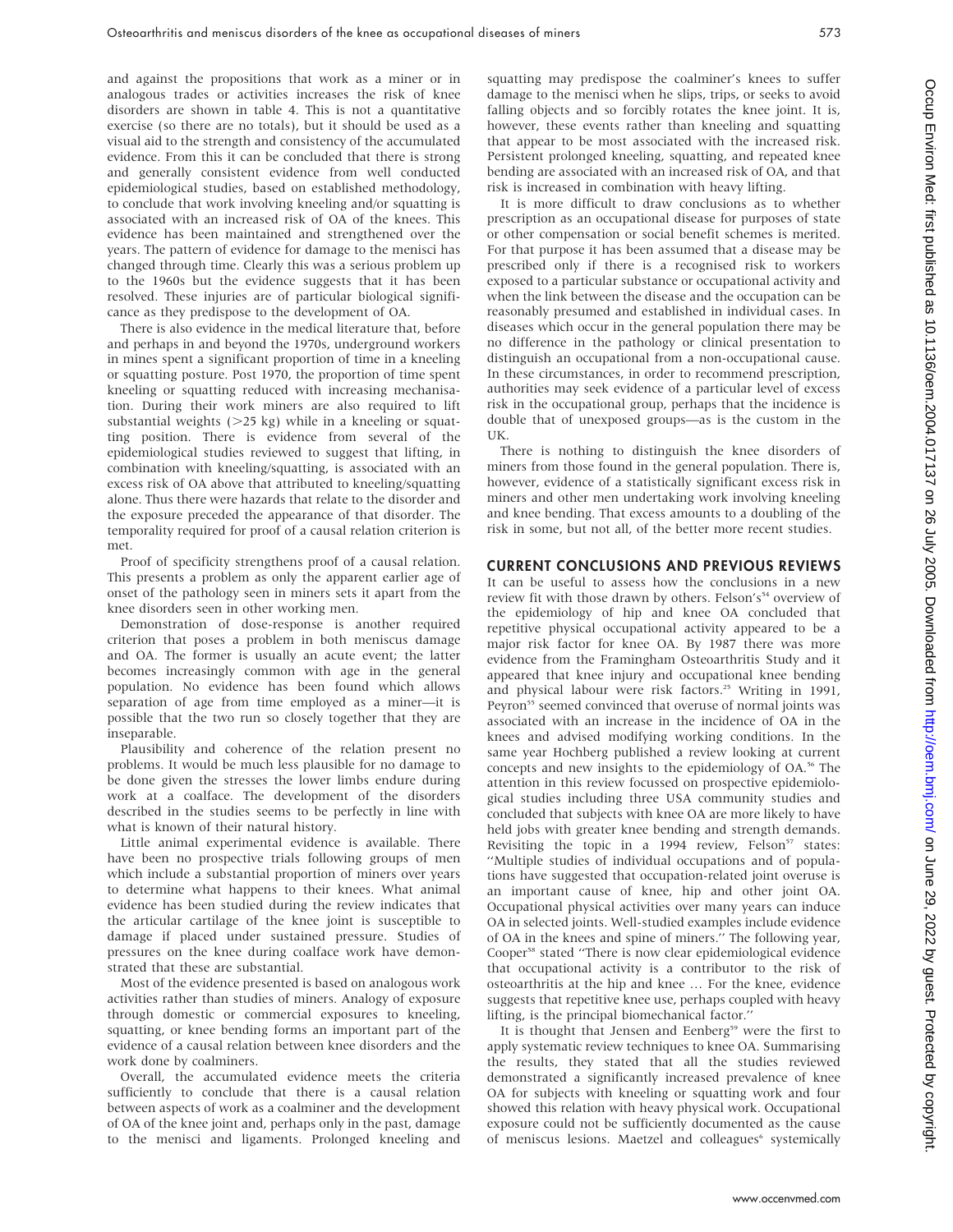and against the propositions that work as a miner or in analogous trades or activities increases the risk of knee disorders are shown in table 4. This is not a quantitative exercise (so there are no totals), but it should be used as a visual aid to the strength and consistency of the accumulated evidence. From this it can be concluded that there is strong and generally consistent evidence from well conducted epidemiological studies, based on established methodology, to conclude that work involving kneeling and/or squatting is associated with an increased risk of OA of the knees. This evidence has been maintained and strengthened over the years. The pattern of evidence for damage to the menisci has changed through time. Clearly this was a serious problem up to the 1960s but the evidence suggests that it has been resolved. These injuries are of particular biological significance as they predispose to the development of OA.

There is also evidence in the medical literature that, before and perhaps in and beyond the 1970s, underground workers in mines spent a significant proportion of time in a kneeling or squatting posture. Post 1970, the proportion of time spent kneeling or squatting reduced with increasing mechanisation. During their work miners are also required to lift substantial weights (>25 kg) while in a kneeling or squatting position. There is evidence from several of the epidemiological studies reviewed to suggest that lifting, in combination with kneeling/squatting, is associated with an excess risk of OA above that attributed to kneeling/squatting alone. Thus there were hazards that relate to the disorder and the exposure preceded the appearance of that disorder. The temporality required for proof of a causal relation criterion is met.

Proof of specificity strengthens proof of a causal relation. This presents a problem as only the apparent earlier age of onset of the pathology seen in miners sets it apart from the knee disorders seen in other working men.

Demonstration of dose-response is another required criterion that poses a problem in both meniscus damage and OA. The former is usually an acute event; the latter becomes increasingly common with age in the general population. No evidence has been found which allows separation of age from time employed as a miner—it is possible that the two run so closely together that they are inseparable.

Plausibility and coherence of the relation present no problems. It would be much less plausible for no damage to be done given the stresses the lower limbs endure during work at a coalface. The development of the disorders described in the studies seems to be perfectly in line with what is known of their natural history.

Little animal experimental evidence is available. There have been no prospective trials following groups of men which include a substantial proportion of miners over years to determine what happens to their knees. What animal evidence has been studied during the review indicates that the articular cartilage of the knee joint is susceptible to damage if placed under sustained pressure. Studies of pressures on the knee during coalface work have demonstrated that these are substantial.

Most of the evidence presented is based on analogous work activities rather than studies of miners. Analogy of exposure through domestic or commercial exposures to kneeling, squatting, or knee bending forms an important part of the evidence of a causal relation between knee disorders and the work done by coalminers.

Overall, the accumulated evidence meets the criteria sufficiently to conclude that there is a causal relation between aspects of work as a coalminer and the development of OA of the knee joint and, perhaps only in the past, damage to the menisci and ligaments. Prolonged kneeling and squatting may predispose the coalminer's knees to suffer damage to the menisci when he slips, trips, or seeks to avoid falling objects and so forcibly rotates the knee joint. It is, however, these events rather than kneeling and squatting that appear to be most associated with the increased risk. Persistent prolonged kneeling, squatting, and repeated knee bending are associated with an increased risk of OA, and that risk is increased in combination with heavy lifting.

It is more difficult to draw conclusions as to whether prescription as an occupational disease for purposes of state or other compensation or social benefit schemes is merited. For that purpose it has been assumed that a disease may be prescribed only if there is a recognised risk to workers exposed to a particular substance or occupational activity and when the link between the disease and the occupation can be reasonably presumed and established in individual cases. In diseases which occur in the general population there may be no difference in the pathology or clinical presentation to distinguish an occupational from a non-occupational cause. In these circumstances, in order to recommend prescription, authorities may seek evidence of a particular level of excess risk in the occupational group, perhaps that the incidence is double that of unexposed groups—as is the custom in the UK.

There is nothing to distinguish the knee disorders of miners from those found in the general population. There is, however, evidence of a statistically significant excess risk in miners and other men undertaking work involving kneeling and knee bending. That excess amounts to a doubling of the risk in some, but not all, of the better more recent studies.

## CURRENT CONCLUSIONS AND PREVIOUS REVIEWS

It can be useful to assess how the conclusions in a new review fit with those drawn by others. Felson's[54] overview of the epidemiology of hip and knee OA concluded that repetitive physical occupational activity appeared to be a major risk factor for knee OA. By 1987 there was more evidence from the Framingham Osteoarthritis Study and it appeared that knee injury and occupational knee bending and physical labour were risk factors.[25] Writing in 1991, Peyron[55] seemed convinced that overuse of normal joints was associated with an increase in the incidence of OA in the knees and advised modifying working conditions. In the same year Hochberg published a review looking at current concepts and new insights to the epidemiology of OA.[56] The attention in this review focussed on prospective epidemiological studies including three USA community studies and concluded that subjects with knee OA are more likely to have held jobs with greater knee bending and strength demands. Revisiting the topic in a 1994 review, Felson[57] states: "Multiple studies of individual occupations and of populations have suggested that occupation-related joint overuse is an important cause of knee, hip and other joint OA. Occupational physical activities over many years can induce OA in selected joints. Well-studied examples include evidence of OA in the knees and spine of miners." The following year, Cooper[58] stated "There is now clear epidemiological evidence that occupational activity is a contributor to the risk of osteoarthritis at the hip and knee … For the knee, evidence suggests that repetitive knee use, perhaps coupled with heavy lifting, is the principal biomechanical factor."

It is thought that Jensen and Eenberg[59] were the first to apply systematic review techniques to knee OA. Summarising the results, they stated that all the studies reviewed demonstrated a significantly increased prevalence of knee OA for subjects with kneeling or squatting work and four showed this relation with heavy physical work. Occupational exposure could not be sufficiently documented as the cause of meniscus lesions. Maetzel and colleagues[6] systemically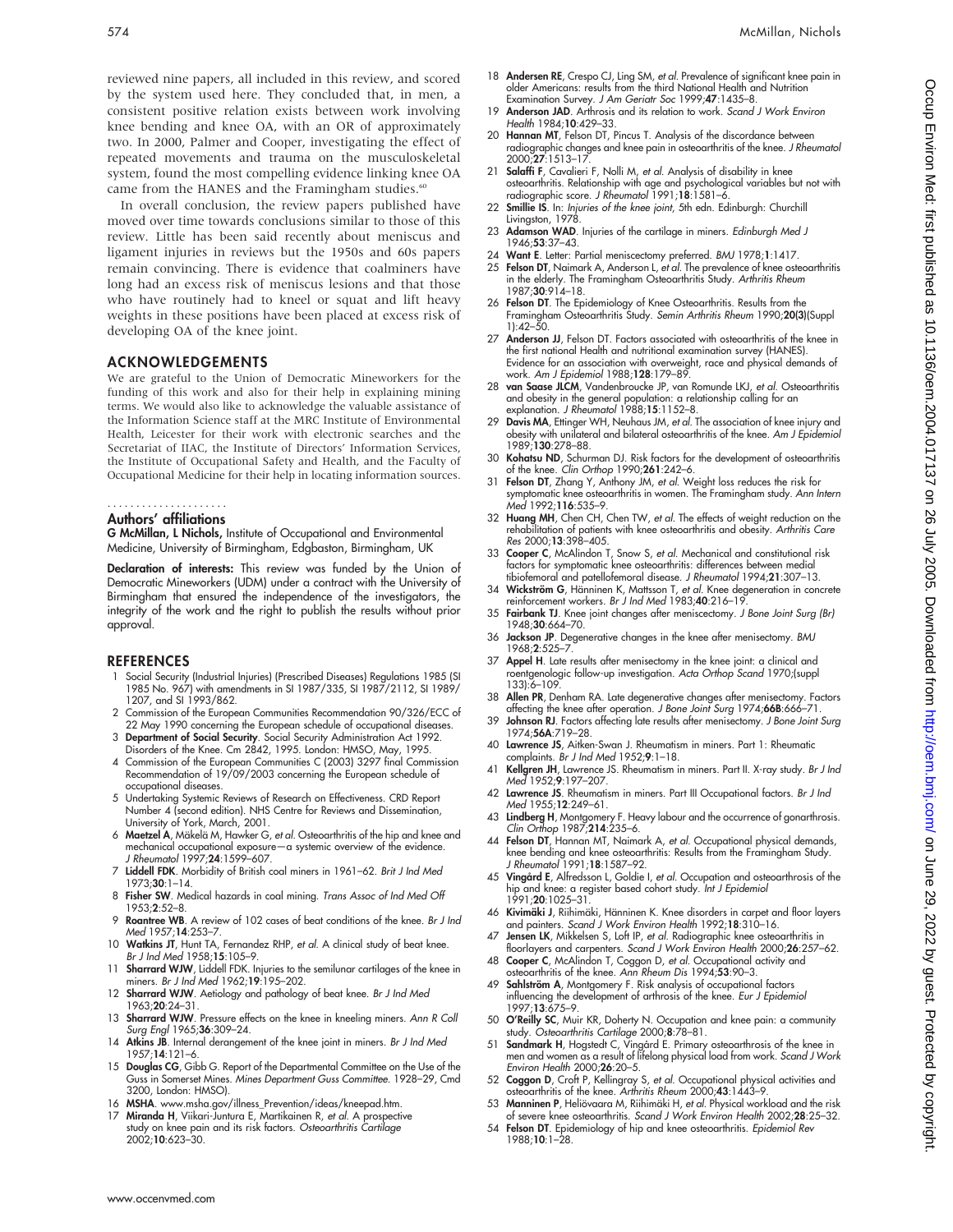reviewed nine papers, all included in this review, and scored by the system used here. They concluded that, in men, a consistent positive relation exists between work involving knee bending and knee OA, with an OR of approximately two. In 2000, Palmer and Cooper, investigating the effect of repeated movements and trauma on the musculoskeletal system, found the most compelling evidence linking knee OA came from the HANES and the Framingham studies.[60]

In overall conclusion, the review papers published have moved over time towards conclusions similar to those of this review. Little has been said recently about meniscus and ligament injuries in reviews but the 1950s and 60s papers remain convincing. There is evidence that coalminers have long had an excess risk of meniscus lesions and that those who have routinely had to kneel or squat and lift heavy weights in these positions have been placed at excess risk of developing OA of the knee joint.

## ACKNOWLEDGEMENTS

We are grateful to the Union of Democratic Mineworkers for the funding of this work and also for their help in explaining mining terms. We would also like to acknowledge the valuable assistance of the Information Science staff at the MRC Institute of Environmental Health, Leicester for their work with electronic searches and the Secretariat of IIAC, the Institute of Directors' Information Services, the Institute of Occupational Safety and Health, and the Faculty of Occupational Medicine for their help in locating information sources.

### Authors' affiliations

**G McMillan, L Nichols,** Institute of Occupational and Environmental Medicine, University of Birmingham, Edgbaston, Birmingham, UK

**Declaration of interests:** This review was funded by the Union of Democratic Mineworkers (UDM) under a contract with the University of Birmingham that ensured the independence of the investigators, the integrity of the work and the right to publish the results without prior approval.

## REFERENCES

1. Social Security (Industrial Injuries) (Prescribed Diseases) Regulations 1985 (SI 1985 No. 967) with amendments in SI 1987/335, SI 1987/2112, SI 1989/1207, and SI 1993/862.
2. Commission of the European Communities Recommendation 90/326/ECC of 22 May 1990 concerning the European schedule of occupational diseases.
3. **Department of Social Security**. Social Security Administration Act 1992. Disorders of the Knee. Cm 2842, 1995. London: HMSO, May, 1995.
4. Commission of the European Communities C (2003) 3297 final Commission Recommendation of 19/09/2003 concerning the European schedule of occupational diseases.
5. Undertaking Systemic Reviews of Research on Effectiveness. CRD Report Number 4 (second edition). NHS Centre for Reviews and Dissemination, University of York, March, 2001.
6. **Maetzel A**, Mäkelä M, Hawker G, *et al*. Osteoarthritis of the hip and knee and mechanical occupational exposure—a systemic overview of the evidence. *J Rheumatol* 1997;**24**:1599–607.
7. **Liddell FDK**. Morbidity of British coal miners in 1961–62. *Brit J Ind Med* 1973;**30**:1–14.
8. **Fisher SW**. Medical hazards in coal mining. *Trans Assoc of Ind Med Off* 1953;**2**:52–8.
9. **Roantree WB**. A review of 102 cases of beat conditions of the knee. *Br J Ind Med* 1957;**14**:253–7.
10. **Watkins JT**, Hunt TA, Fernandez RHP, *et al*. A clinical study of beat knee. *Br J Ind Med* 1958;**15**:105–9.
11. **Sharrard WJW**, Liddell FDK. Injuries to the semilunar cartilages of the knee in miners. *Br J Ind Med* 1962;**19**:195–202.
12. **Sharrard WJW**. Aetiology and pathology of beat knee. *Br J Ind Med* 1963;**20**:24–31.
13. **Sharrard WJW**. Pressure effects on the knee in kneeling miners. *Ann R Coll Surg Engl* 1965;**36**:309–24.
14. **Atkins JB**. Internal derangement of the knee joint in miners. *Br J Ind Med* 1957;**14**:121–6.
15. **Douglas CG**, Gibb G. Report of the Departmental Committee on the Use of the Guss in Somerset Mines. *Mines Department Guss Committee*. 1928–29, Cmd 3200, London: HMSO).
16. **MSHA**. www.msha.gov/illness_Prevention/ideas/kneepad.htm.
17. **Miranda H**, Viikari-Juntura E, Martikainen R, *et al*. A prospective study on knee pain and its risk factors. *Osteoarthritis Cartilage* 2002;**10**:623–30.
18. **Andersen RE**, Crespo CJ, Ling SM, *et al*. Prevalence of significant knee pain in older Americans: results from the third National Health and Nutrition Examination Survey. *J Am Geriatr Soc* 1999;**47**:1435–8.
19. **Anderson JAD**. Arthrosis and its relation to work. *Scand J Work Environ Health* 1984;**10**:429–33.
20. **Hannan MT**, Felson DT, Pincus T. Analysis of the discordance between radiographic changes and knee pain in osteoarthritis of the knee. *J Rheumatol* 2000;**27**:1513–17.
21. **Salaffi F**, Cavalieri F, Nolli M, *et al*. Analysis of disability in knee osteoarthritis. Relationship with age and psychological variables but not with radiographic score. *J Rheumatol* 1991;**18**:1581–6.
22. **Smillie IS**. In: *Injuries of the knee joint*, 5th edn. Edinburgh: Churchill Livingston, 1978.
23. **Adamson WAD**. Injuries of the cartilage in miners. *Edinburgh Med J* 1946;**53**:37–43.
24. **Want E**. Letter: Partial meniscectomy preferred. *BMJ* 1978;**1**:1417.
25. **Felson DT**, Naimark A, Anderson L, *et al*. The prevalence of knee osteoarthritis in the elderly. The Framingham Osteoarthritis Study. *Arthritis Rheum* 1987;**30**:914–18.
26. **Felson DT**. The Epidemiology of Knee Osteoarthritis. Results from the Framingham Osteoarthritis Study. *Semin Arthritis Rheum* 1990;**20(3)**(Suppl 1):42–50.
27. **Anderson JJ**, Felson DT. Factors associated with osteoarthritis of the knee in the first national Health and nutritional examination survey (HANES). Evidence for an association with overweight, race and physical demands of work. *Am J Epidemiol* 1988;**128**:179–89.
28. **van Saase JLCM**, Vandenbroucke JP, van Romunde LKJ, *et al*. Osteoarthritis and obesity in the general population: a relationship calling for an explanation. *J Rheumatol* 1988;**15**:1152–8.
29. **Davis MA**, Ettinger WH, Neuhaus JM, *et al*. The association of knee injury and obesity with unilateral and bilateral osteoarthritis of the knee. *Am J Epidemiol* 1989;**130**:278–88.
30. **Kohatsu ND**, Schurman DJ. Risk factors for the development of osteoarthritis of the knee. *Clin Orthop* 1990;**261**:242–6.
31. **Felson DT**, Zhang Y, Anthony JM, *et al*. Weight loss reduces the risk for symptomatic knee osteoarthritis in women. The Framingham study. *Ann Intern Med* 1992;**116**:535–9.
32. **Huang MH**, Chen CH, Chen TW, *et al*. The effects of weight reduction on the rehabilitation of patients with knee osteoarthritis and obesity. *Arthritis Care Res* 2000;**13**:398–405.
33. **Cooper C**, McAlindon T, Snow S, *et al*. Mechanical and constitutional risk factors for symptomatic knee osteoarthritis: differences between medial tibiofemoral and patellofemoral disease. *J Rheumatol* 1994;**21**:307–13.
34. **Wickström G**, Hänninen K, Mattsson T, *et al*. Knee degeneration in concrete reinforcement workers. *Br J Ind Med* 1983;**40**:216–19.
35. **Fairbank TJ**. Knee joint changes after meniscectomy. *J Bone Joint Surg (Br)* 1948;**30**:664–70.
36. **Jackson JP**. Degenerative changes in the knee after menisectomy. *BMJ* 1968;**2**:525–7.
37. **Appel H**. Late results after menisectomy in the knee joint: a clinical and roentgenologic follow-up investigation. *Acta Orthop Scand* 1970;(suppl 133):6–109.
38. **Allen PR**, Denham RA. Late degenerative changes after menisectomy. Factors affecting the knee after operation. *J Bone Joint Surg* 1974;**66B**:666–71.
39. **Johnson RJ**. Factors affecting late results after menisectomy. *J Bone Joint Surg* 1974;**56A**:719–28.
40. **Lawrence JS**, Aitken-Swan J. Rheumatism in miners. Part 1: Rheumatic complaints. *Br J Ind Med* 1952;**9**:1–18.
41. **Kellgren JH**, Lawrence JS. Rheumatism in miners. Part II. X-ray study. *Br J Ind Med* 1952;**9**:197–207.
42. **Lawrence JS**. Rheumatism in miners. Part III Occupational factors. *Br J Ind Med* 1955;**12**:249–61.
43. **Lindberg H**, Montgomery F. Heavy labour and the occurrence of gonarthrosis. *Clin Orthop* 1987;**214**:235–6.
44. **Felson DT**, Hannan MT, Naimark A, *et al*. Occupational physical demands, knee bending and knee osteoarthritis: Results from the Framingham Study. *J Rheumatol* 1991;**18**:1587–92.
45. **Vingård E**, Alfredsson L, Goldie I, *et al*. Occupation and osteoarthrosis of the hip and knee: a register based cohort study. *Int J Epidemiol* 1991;**20**:1025–31.
46. **Kivimäki J**, Riihimäki, Hänninen K. Knee disorders in carpet and floor layers and painters. *Scand J Work Environ Health* 1992;**18**:310–16.
47. **Jensen LK**, Mikkelsen S, Loft IP, *et al*. Radiographic knee osteoarthritis in floorlayers and carpenters. *Scand J Work Environ Health* 2000;**26**:257–62.
48. **Cooper C**, McAlindon T, Coggon D, *et al*. Occupational activity and osteoarthritis of the knee. *Ann Rheum Dis* 1994;**53**:90–3.
49. **Sahlström A**, Montgomery F. Risk analysis of occupational factors influencing the development of arthrosis of the knee. *Eur J Epidemiol* 1997;**13**:675–9.
50. **O'Reilly SC**, Muir KR, Doherty N. Occupation and knee pain: a community study. *Osteoarthritis Cartilage* 2000;**8**:78–81.
51. **Sandmark H**, Hogstedt C, Vingård E. Primary osteoarthrosis of the knee in men and women as a result of lifelong physical load from work. *Scand J Work Environ Health* 2000;**26**:20–5.
52. **Coggon D**, Croft P, Kellingray S, *et al*. Occupational physical activities and osteoarthritis of the knee. *Arthritis Rheum* 2000;**43**:1443–9.
53. **Manninen P**, Heliövaara M, Riihimäki H, *et al*. Physical workload and the risk of severe knee osteoarthritis. *Scand J Work Environ Health* 2002;**28**:25–32.
54. **Felson DT**. Epidemiology of hip and knee osteoarthritis. *Epidemiol Rev* 1988;**10**:1–28.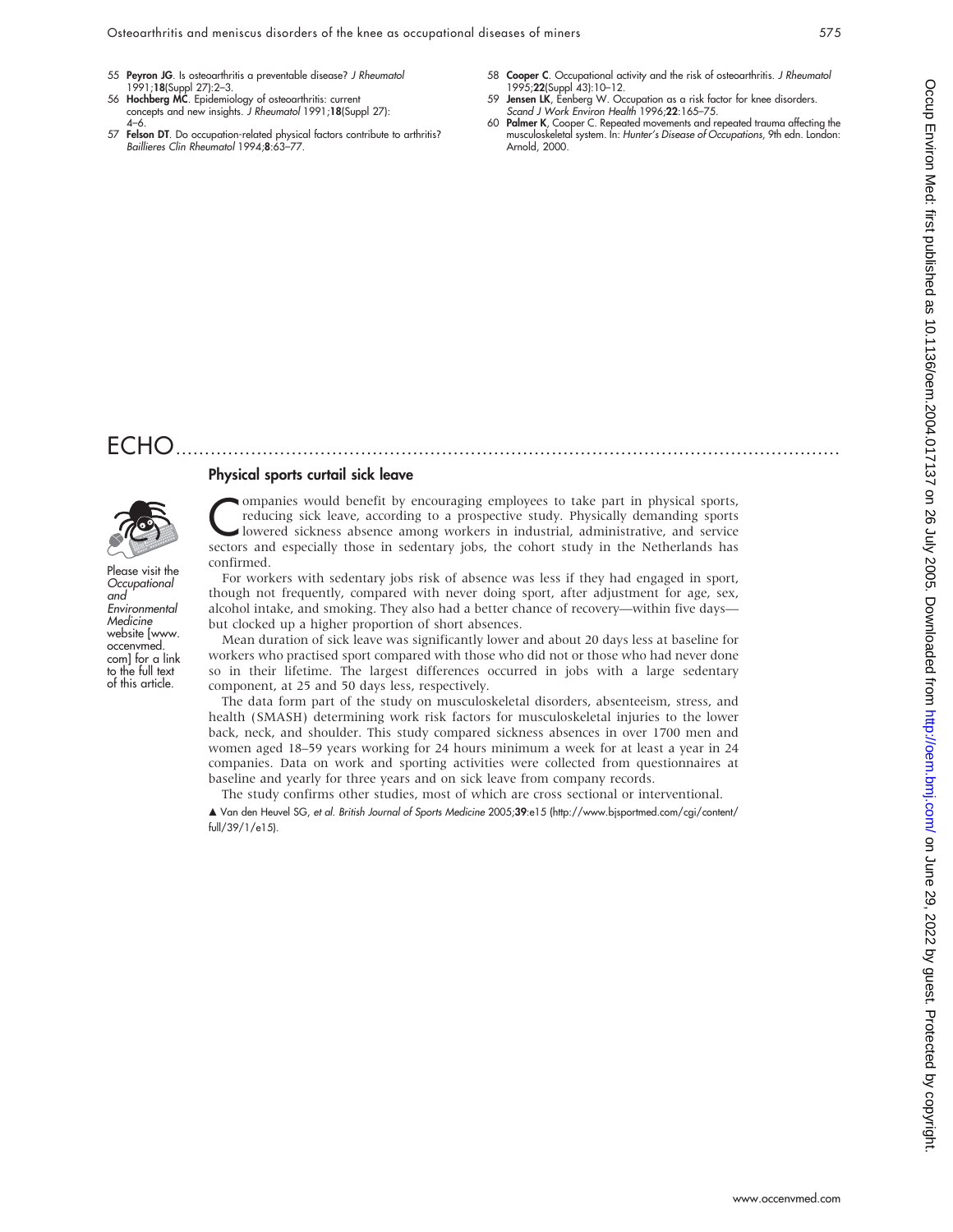55 **Peyron JG**. Is osteoarthritis a preventable disease? *J Rheumatol* 1991;**18**(Suppl 27):2–3.

56 **Hochberg MC**. Epidemiology of osteoarthritis: current concepts and new insights. *J Rheumatol* 1991;**18**(Suppl 27): 4–6.

57 **Felson DT**. Do occupation-related physical factors contribute to arthritis? *Baillieres Clin Rheumatol* 1994;**8**:63–77.

58 **Cooper C**. Occupational activity and the risk of osteoarthritis. *J Rheumatol* 1995;**22**(Suppl 43):10–12.

59 **Jensen LK**, Eenberg W. Occupation as a risk factor for knee disorders. *Scand J Work Environ Health* 1996;**22**:165–75.

60 **Palmer K**, Cooper C. Repeated movements and repeated trauma affecting the musculoskeletal system. In: *Hunter's Disease of Occupations*, 9th edn. London: Arnold, 2000.

# ECHO

Please visit the *Occupational and Environmental Medicine* website [www.occenvmed.com] for a link to the full text of this article.

## Physical sports curtail sick leave

Companies would benefit by encouraging employees to take part in physical sports, reducing sick leave, according to a prospective study. Physically demanding sports lowered sickness absence among workers in industrial, administrative, and service sectors and especially those in sedentary jobs, the cohort study in the Netherlands has confirmed.

For workers with sedentary jobs risk of absence was less if they had engaged in sport, though not frequently, compared with never doing sport, after adjustment for age, sex, alcohol intake, and smoking. They also had a better chance of recovery—within five days—but clocked up a higher proportion of short absences.

Mean duration of sick leave was significantly lower and about 20 days less at baseline for workers who practised sport compared with those who did not or those who had never done so in their lifetime. The largest differences occurred in jobs with a large sedentary component, at 25 and 50 days less, respectively.

The data form part of the study on musculoskeletal disorders, absenteeism, stress, and health (SMASH) determining work risk factors for musculoskeletal injuries to the lower back, neck, and shoulder. This study compared sickness absences in over 1700 men and women aged 18–59 years working for 24 hours minimum a week for at least a year in 24 companies. Data on work and sporting activities were collected from questionnaires at baseline and yearly for three years and on sick leave from company records.

The study confirms other studies, most of which are cross sectional or interventional.

▲ Van den Heuvel SG, *et al. British Journal of Sports Medicine* 2005;**39**:e15 (http://www.bjsportmed.com/cgi/content/full/39/1/e15).